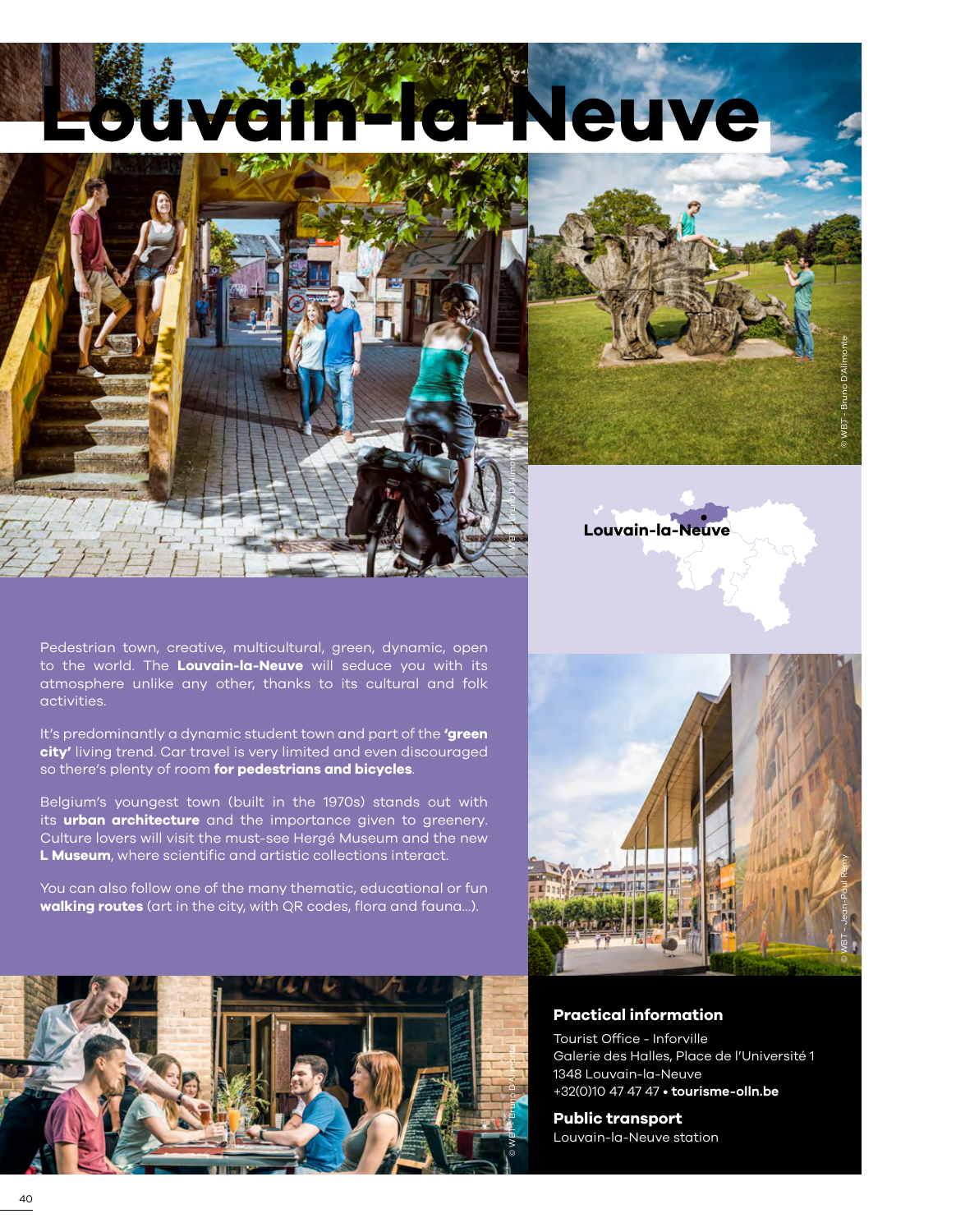# Louvain-la-Neuve

Louvain-la-Neuve

Pedestrian town, creative, multicultural, green, dynamic, open to the world. The **Louvain-la-Neuve** will seduce you with its atmosphere unlike any other, thanks to its cultural and folk activities.

It's predominantly a dynamic student town and part of the **'green city'** living trend. Car travel is very limited and even discouraged so there's plenty of room **for pedestrians and bicycles**.

Belgium's youngest town (built in the 1970s) stands out with its **urban architecture** and the importance given to greenery. Culture lovers will visit the must-see Hergé Museum and the new **L Museum**, where scientific and artistic collections interact.

You can also follow one of the many thematic, educational or fun **walking routes** (art in the city, with QR codes, flora and fauna...).

## Practical information

Tourist Office - Inforville
Galerie des Halles, Place de l'Université 1
1348 Louvain-la-Neuve
+32(0)10 47 47 47 • **tourisme-olln.be**

## Public transport

Louvain-la-Neuve station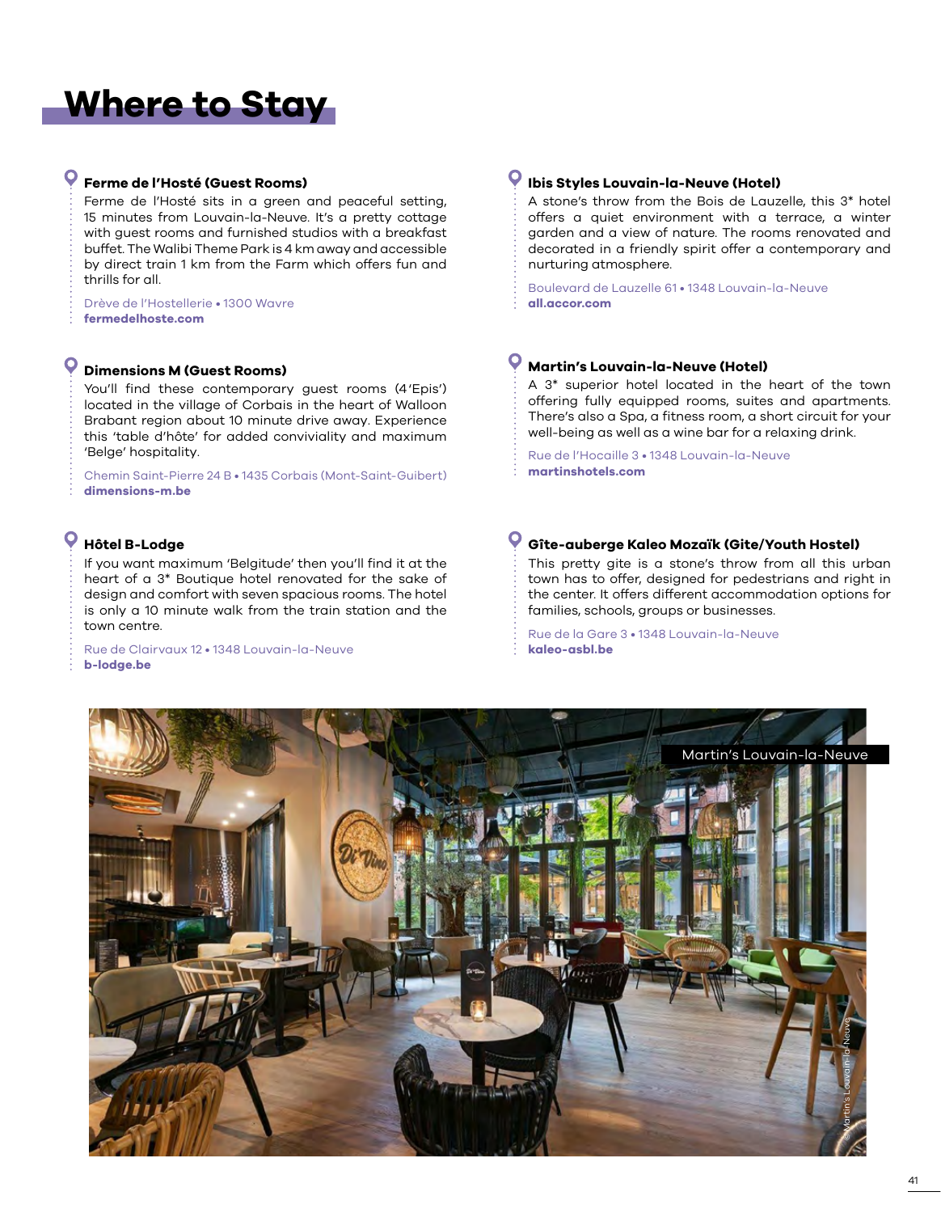# Where to Stay

### Ferme de l'Hosté (Guest Rooms)

Ferme de l'Hosté sits in a green and peaceful setting, 15 minutes from Louvain-la-Neuve. It's a pretty cottage with guest rooms and furnished studios with a breakfast buffet. The Walibi Theme Park is 4 km away and accessible by direct train 1 km from the Farm which offers fun and thrills for all.

Drève de l'Hostellerie • 1300 Wavre
**fermedelhoste.com**

### Dimensions M (Guest Rooms)

You'll find these contemporary guest rooms (4 'Epis') located in the village of Corbais in the heart of Walloon Brabant region about 10 minute drive away. Experience this 'table d'hôte' for added conviviality and maximum 'Belge' hospitality.

Chemin Saint-Pierre 24 B • 1435 Corbais (Mont-Saint-Guibert)
**dimensions-m.be**

### Hôtel B-Lodge

If you want maximum 'Belgitude' then you'll find it at the heart of a 3* Boutique hotel renovated for the sake of design and comfort with seven spacious rooms. The hotel is only a 10 minute walk from the train station and the town centre.

Rue de Clairvaux 12 • 1348 Louvain-la-Neuve
**b-lodge.be**

### Ibis Styles Louvain-la-Neuve (Hotel)

A stone's throw from the Bois de Lauzelle, this 3* hotel offers a quiet environment with a terrace, a winter garden and a view of nature. The rooms renovated and decorated in a friendly spirit offer a contemporary and nurturing atmosphere.

Boulevard de Lauzelle 61 • 1348 Louvain-la-Neuve
**all.accor.com**

### Martin's Louvain-la-Neuve (Hotel)

A 3* superior hotel located in the heart of the town offering fully equipped rooms, suites and apartments. There's also a Spa, a fitness room, a short circuit for your well-being as well as a wine bar for a relaxing drink.

Rue de l'Hocaille 3 • 1348 Louvain-la-Neuve
**martinshotels.com**

### Gîte-auberge Kaleo Mozaïk (Gite/Youth Hostel)

This pretty gite is a stone's throw from all this urban town has to offer, designed for pedestrians and right in the center. It offers different accommodation options for families, schools, groups or businesses.

Rue de la Gare 3 • 1348 Louvain-la-Neuve
**kaleo-asbl.be**

Martin's Louvain-la-Neuve

© Martin's Louvain-la-Neuve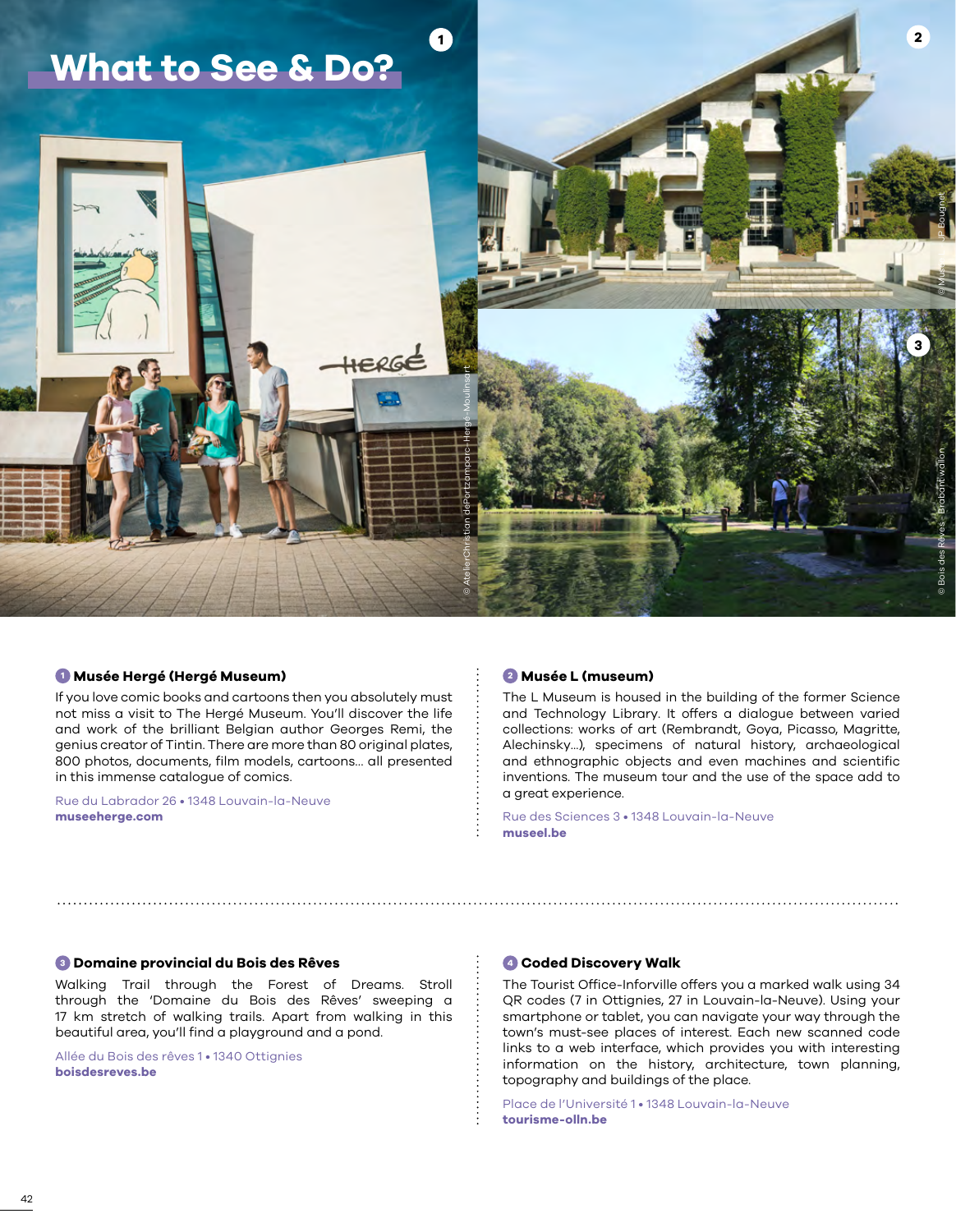# What to See & Do?

© AtelierChristian dePortzamparc-Hergé-Moulinsart

© Musée L – JP Bougnet

© Bois des Rêves – Brabant wallon

### 1 Musée Hergé (Hergé Museum)

If you love comic books and cartoons then you absolutely must not miss a visit to The Hergé Museum. You'll discover the life and work of the brilliant Belgian author Georges Remi, the genius creator of Tintin. There are more than 80 original plates, 800 photos, documents, film models, cartoons... all presented in this immense catalogue of comics.

Rue du Labrador 26 • 1348 Louvain-la-Neuve
**museeherge.com**

### 2 Musée L (museum)

The L Museum is housed in the building of the former Science and Technology Library. It offers a dialogue between varied collections: works of art (Rembrandt, Goya, Picasso, Magritte, Alechinsky...), specimens of natural history, archaeological and ethnographic objects and even machines and scientific inventions. The museum tour and the use of the space add to a great experience.

Rue des Sciences 3 • 1348 Louvain-la-Neuve
**museel.be**

### 3 Domaine provincial du Bois des Rêves

Walking Trail through the Forest of Dreams. Stroll through the 'Domaine du Bois des Rêves' sweeping a 17 km stretch of walking trails. Apart from walking in this beautiful area, you'll find a playground and a pond.

Allée du Bois des rêves 1 • 1340 Ottignies
**boisdesreves.be**

### 4 Coded Discovery Walk

The Tourist Office-Inforville offers you a marked walk using 34 QR codes (7 in Ottignies, 27 in Louvain-la-Neuve). Using your smartphone or tablet, you can navigate your way through the town's must-see places of interest. Each new scanned code links to a web interface, which provides you with interesting information on the history, architecture, town planning, topography and buildings of the place.

Place de l'Université 1 • 1348 Louvain-la-Neuve
**tourisme-olln.be**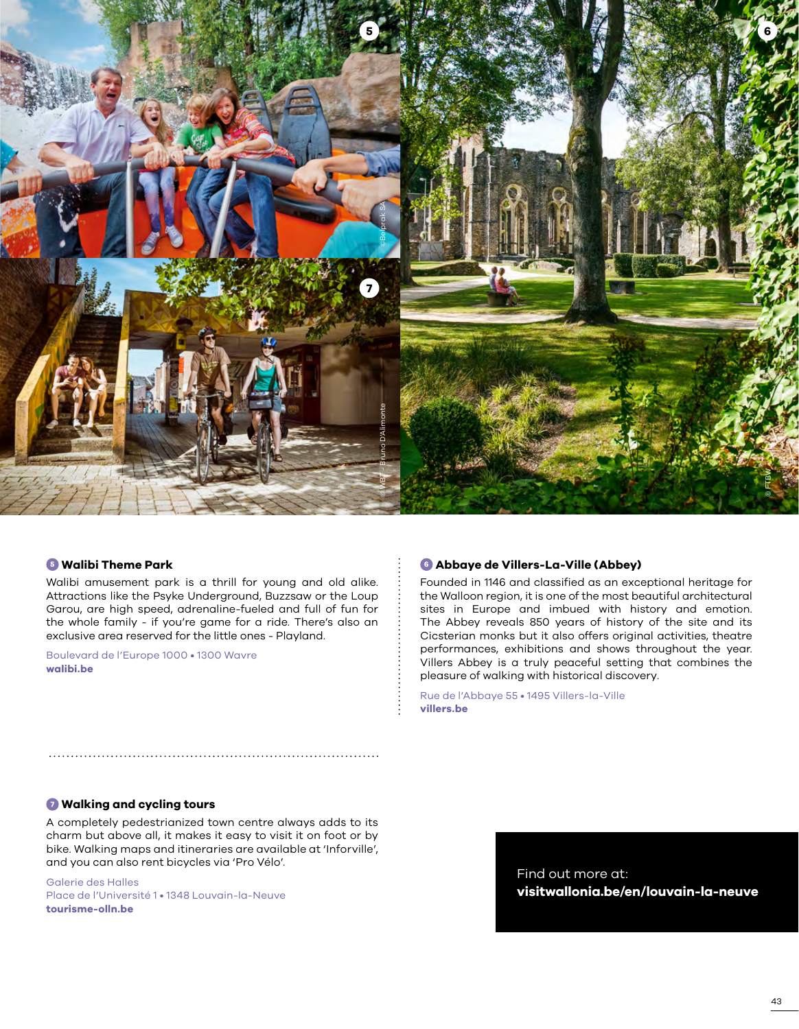### 5 Walibi Theme Park

Walibi amusement park is a thrill for young and old alike. Attractions like the Psyke Underground, Buzzsaw or the Loup Garou, are high speed, adrenaline-fueled and full of fun for the whole family - if you're game for a ride. There's also an exclusive area reserved for the little ones - Playland.

Boulevard de l'Europe 1000 • 1300 Wavre
**walibi.be**

### 6 Abbaye de Villers-La-Ville (Abbey)

Founded in 1146 and classified as an exceptional heritage for the Walloon region, it is one of the most beautiful architectural sites in Europe and imbued with history and emotion. The Abbey reveals 850 years of history of the site and its Cicsterian monks but it also offers original activities, theatre performances, exhibitions and shows throughout the year. Villers Abbey is a truly peaceful setting that combines the pleasure of walking with historical discovery.

Rue de l'Abbaye 55 • 1495 Villers-la-Ville
**villers.be**

### 7 Walking and cycling tours

A completely pedestrianized town centre always adds to its charm but above all, it makes it easy to visit it on foot or by bike. Walking maps and itineraries are available at 'Inforville', and you can also rent bicycles via 'Pro Vélo'.

Galerie des Halles
Place de l'Université 1 • 1348 Louvain-la-Neuve
**tourisme-olln.be**

Find out more at:
**visitwallonia.be/en/louvain-la-neuve**